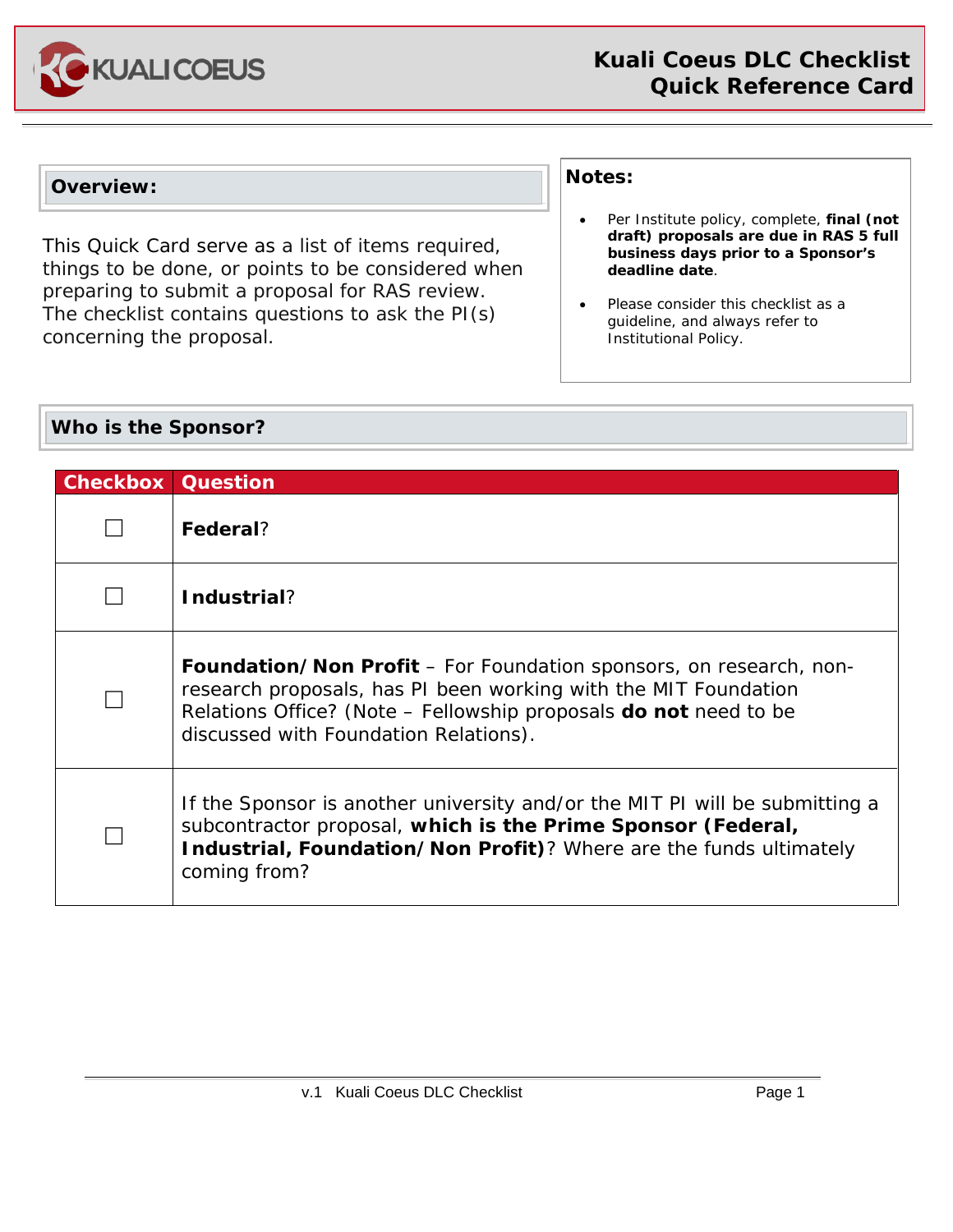# Kuali Coeus DLC Checklist Quick Reference Card

## Overview:

This Quick Card serve as a list of items required, things to be done, or points to be considered when preparing to submit a proposal for RAS review. The checklist contains questions to ask the PI(s) concerning the proposal.

## Notes:

- Per Institute policy, complete, **final (not draft) proposals are due in RAS 5 full business days prior to a Sponsor's deadline date**.
- Please consider this checklist as a guideline, and always refer to Institutional Policy.

## Who is the Sponsor?

| Checkbox | Question |
| --- | --- |
| ☐ | **Federal**? |
| ☐ | **Industrial**? |
| ☐ | **Foundation/Non Profit** – For Foundation sponsors, on research, non-research proposals, has PI been working with the MIT Foundation Relations Office? (Note – Fellowship proposals **do not** need to be discussed with Foundation Relations). |
| ☐ | If the Sponsor is another university and/or the MIT PI will be submitting a subcontractor proposal, **which is the Prime Sponsor (Federal, Industrial, Foundation/Non Profit)**? Where are the funds ultimately coming from? |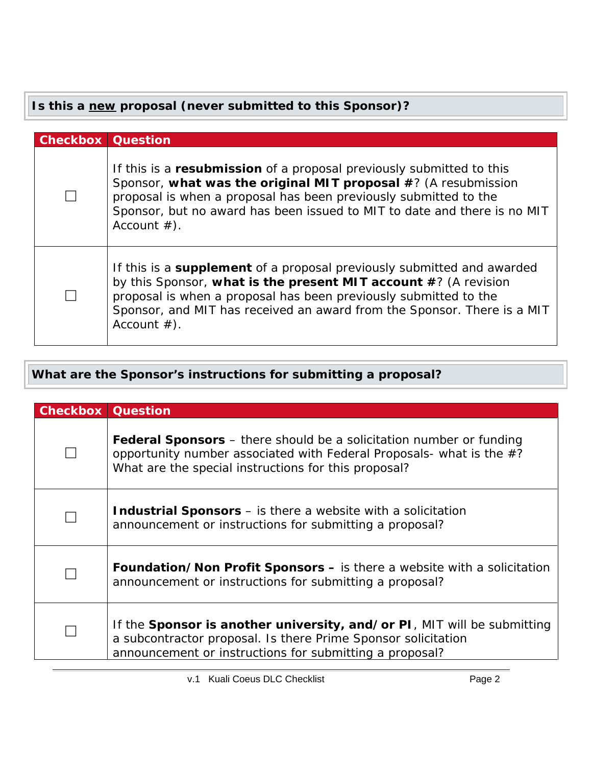## Is this a <u>new</u> proposal (never submitted to this Sponsor)?

| Checkbox | Question |
|---|---|
| ☐ | If this is a **resubmission** of a proposal previously submitted to this Sponsor, **what was the original MIT proposal #**? (A resubmission proposal is when a proposal has been previously submitted to the Sponsor, but no award has been issued to MIT to date and there is no MIT Account #). |
| ☐ | If this is a **supplement** of a proposal previously submitted and awarded by this Sponsor, **what is the present MIT account #**? (A revision proposal is when a proposal has been previously submitted to the Sponsor, and MIT has received an award from the Sponsor. There is a MIT Account #). |

## What are the Sponsor's instructions for submitting a proposal?

| Checkbox | Question |
|---|---|
| ☐ | **Federal Sponsors** – there should be a solicitation number or funding opportunity number associated with Federal Proposals- what is the #? What are the special instructions for this proposal? |
| ☐ | **Industrial Sponsors** – is there a website with a solicitation announcement or instructions for submitting a proposal? |
| ☐ | **Foundation/Non Profit Sponsors –** is there a website with a solicitation announcement or instructions for submitting a proposal? |
| ☐ | If the **Sponsor is another university, and/or PI**, MIT will be submitting a subcontractor proposal. Is there Prime Sponsor solicitation announcement or instructions for submitting a proposal? |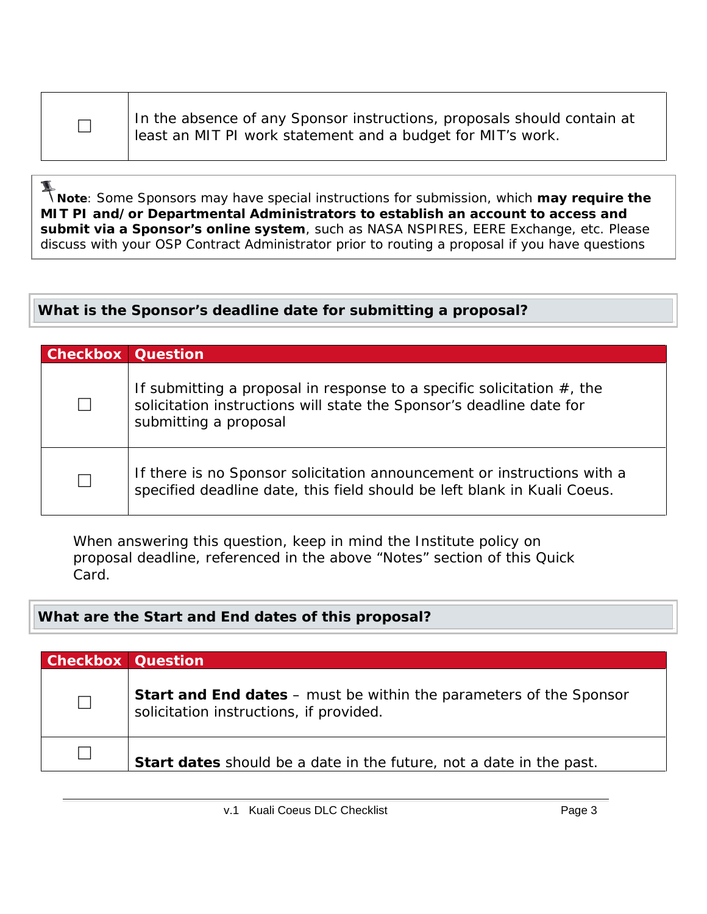| | |
|---|---|
| ☐ | In the absence of any Sponsor instructions, proposals should contain at least an MIT PI work statement and a budget for MIT's work. |

**Note**: Some Sponsors may have special instructions for submission, which **may require the MIT PI and/or Departmental Administrators to establish an account to access and submit via a Sponsor's online system**, such as NASA NSPIRES, EERE Exchange, etc. Please discuss with your OSP Contract Administrator prior to routing a proposal if you have questions

## What is the Sponsor's deadline date for submitting a proposal?

| Checkbox | Question |
|---|---|
| ☐ | If submitting a proposal in response to a specific solicitation #, the solicitation instructions will state the Sponsor's deadline date for submitting a proposal |
| ☐ | If there is no Sponsor solicitation announcement or instructions with a specified deadline date, this field should be left blank in Kuali Coeus. |

When answering this question, keep in mind the Institute policy on proposal deadline, referenced in the above "Notes" section of this Quick Card.

## What are the Start and End dates of this proposal?

| Checkbox | Question |
|---|---|
| ☐ | **Start and End dates** – must be within the parameters of the Sponsor solicitation instructions, if provided. |
| ☐ | **Start dates** should be a date in the future, not a date in the past. |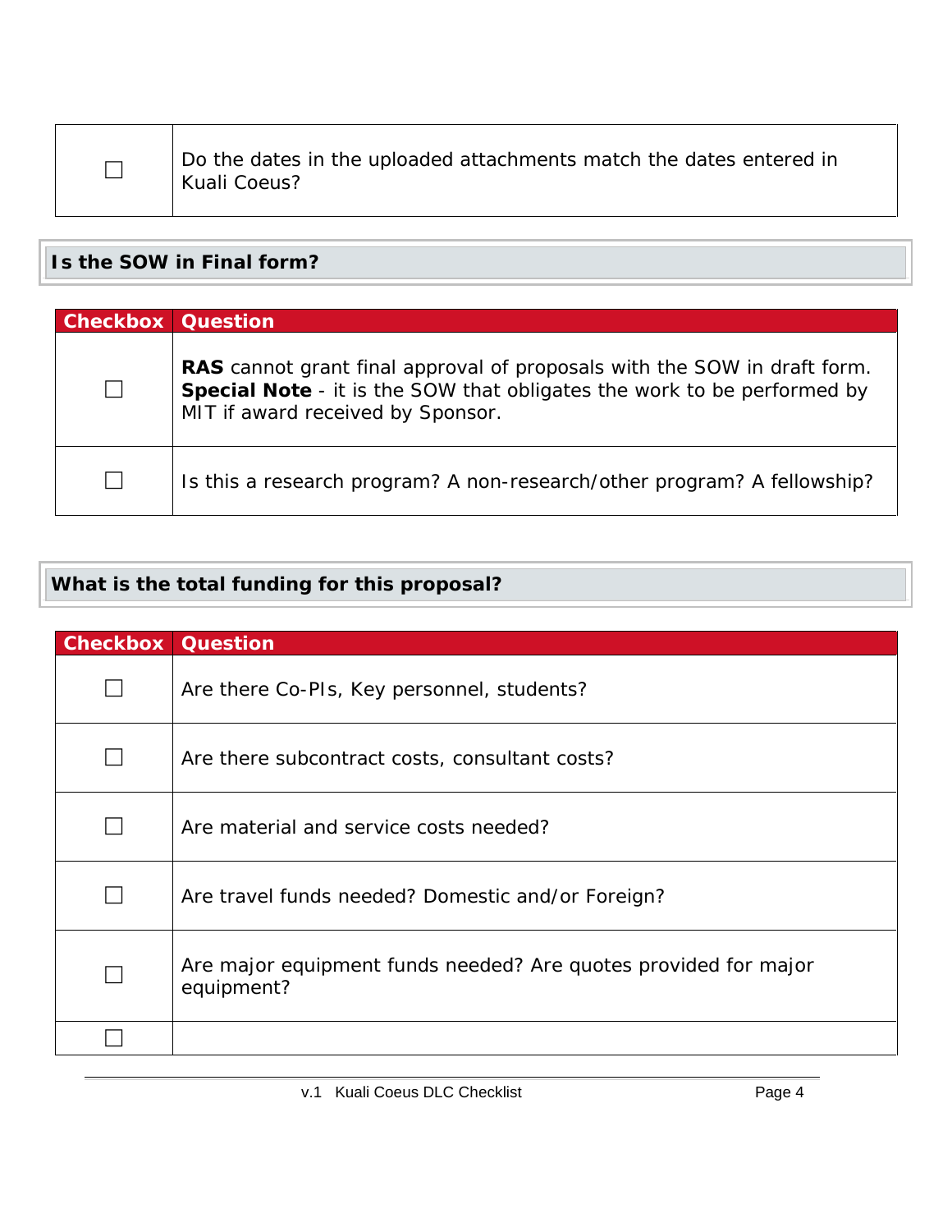| Checkbox | Question |
|---|---|
| ☐ | Do the dates in the uploaded attachments match the dates entered in Kuali Coeus? |

## Is the SOW in Final form?

| Checkbox | Question |
|---|---|
| ☐ | **RAS** cannot grant final approval of proposals with the SOW in draft form. **Special Note** - it is the SOW that obligates the work to be performed by MIT if award received by Sponsor. |
| ☐ | Is this a research program? A non-research/other program? A fellowship? |

## What is the total funding for this proposal?

| Checkbox | Question |
|---|---|
| ☐ | Are there Co-PIs, Key personnel, students? |
| ☐ | Are there subcontract costs, consultant costs? |
| ☐ | Are material and service costs needed? |
| ☐ | Are travel funds needed? Domestic and/or Foreign? |
| ☐ | Are major equipment funds needed? Are quotes provided for major equipment? |
| ☐ | |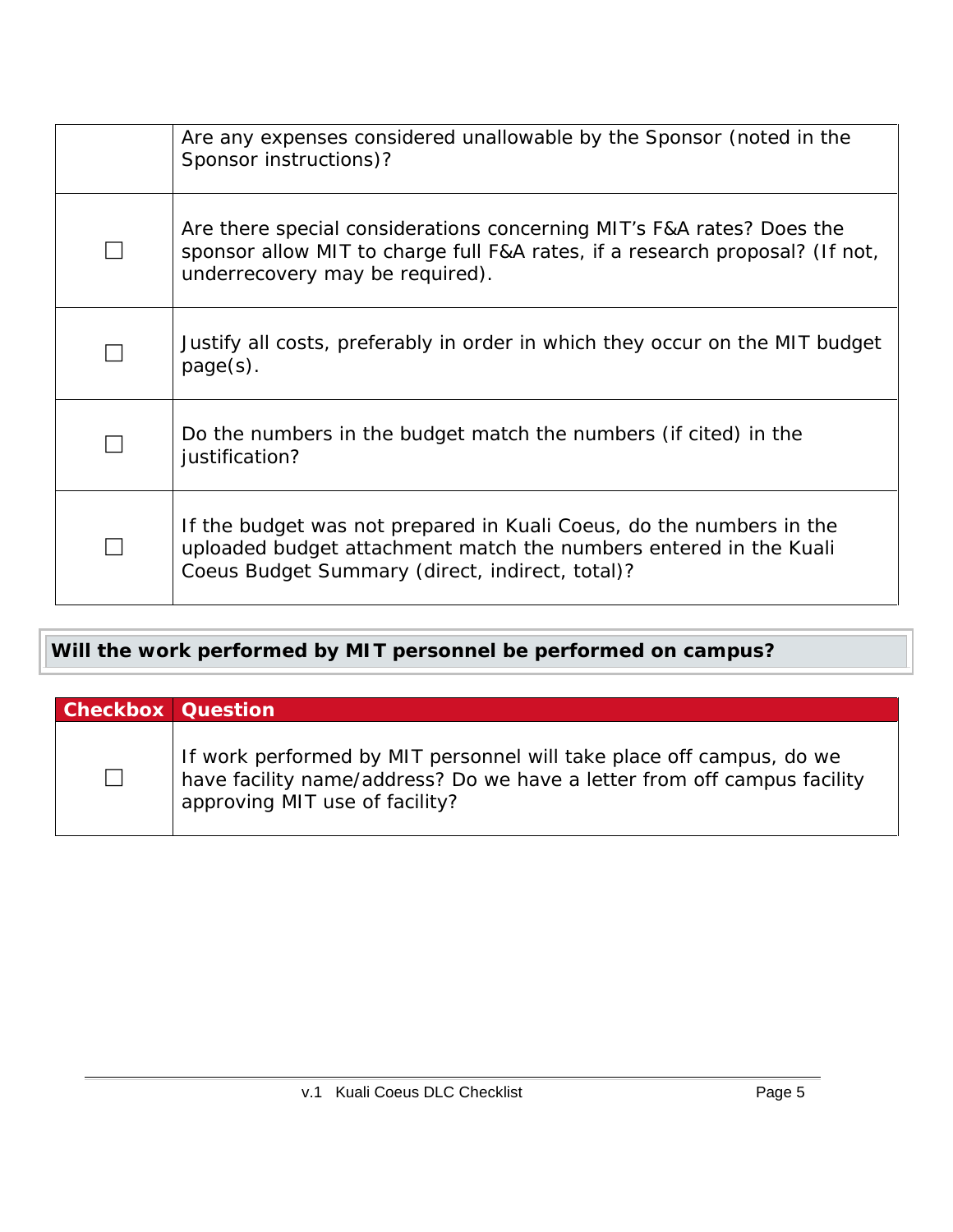| Checkbox | Question |
|---|---|
| | Are any expenses considered unallowable by the Sponsor (noted in the Sponsor instructions)? |
| ☐ | Are there special considerations concerning MIT's F&A rates? Does the sponsor allow MIT to charge full F&A rates, if a research proposal? (If not, underrecovery may be required). |
| ☐ | Justify all costs, preferably in order in which they occur on the MIT budget page(s). |
| ☐ | Do the numbers in the budget match the numbers (if cited) in the justification? |
| ☐ | If the budget was not prepared in Kuali Coeus, do the numbers in the uploaded budget attachment match the numbers entered in the Kuali Coeus Budget Summary (direct, indirect, total)? |

## Will the work performed by MIT personnel be performed on campus?

| Checkbox | Question |
|---|---|
| ☐ | If work performed by MIT personnel will take place off campus, do we have facility name/address? Do we have a letter from off campus facility approving MIT use of facility? |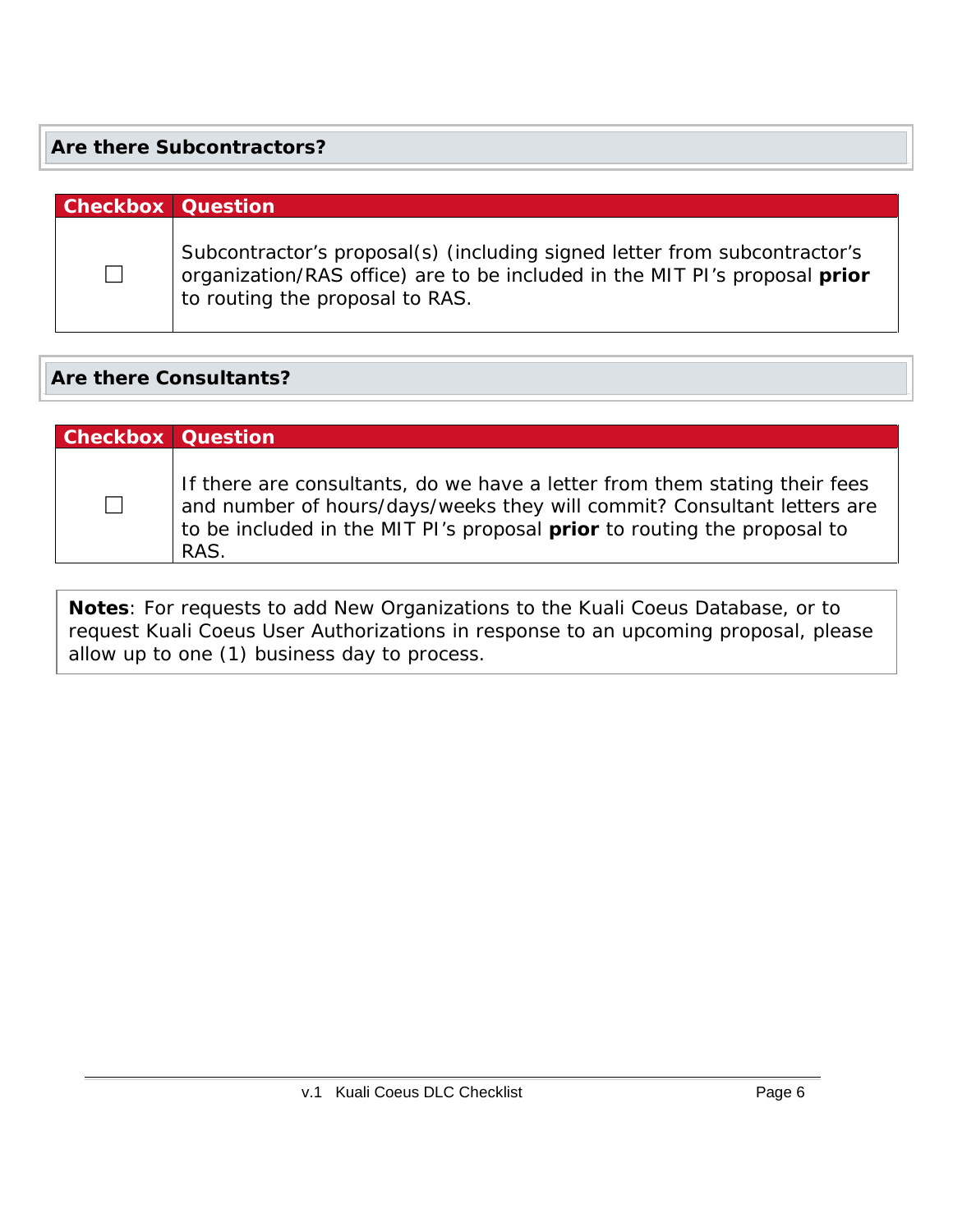## Are there Subcontractors?

| Checkbox | Question |
|---|---|
| ☐ | Subcontractor's proposal(s) (including signed letter from subcontractor's organization/RAS office) are to be included in the MIT PI's proposal **prior** to routing the proposal to RAS. |

## Are there Consultants?

| Checkbox | Question |
|---|---|
| ☐ | If there are consultants, do we have a letter from them stating their fees and number of hours/days/weeks they will commit? Consultant letters are to be included in the MIT PI's proposal **prior** to routing the proposal to RAS. |

**Notes**: For requests to add New Organizations to the Kuali Coeus Database, or to request Kuali Coeus User Authorizations in response to an upcoming proposal, please allow up to one (1) business day to process.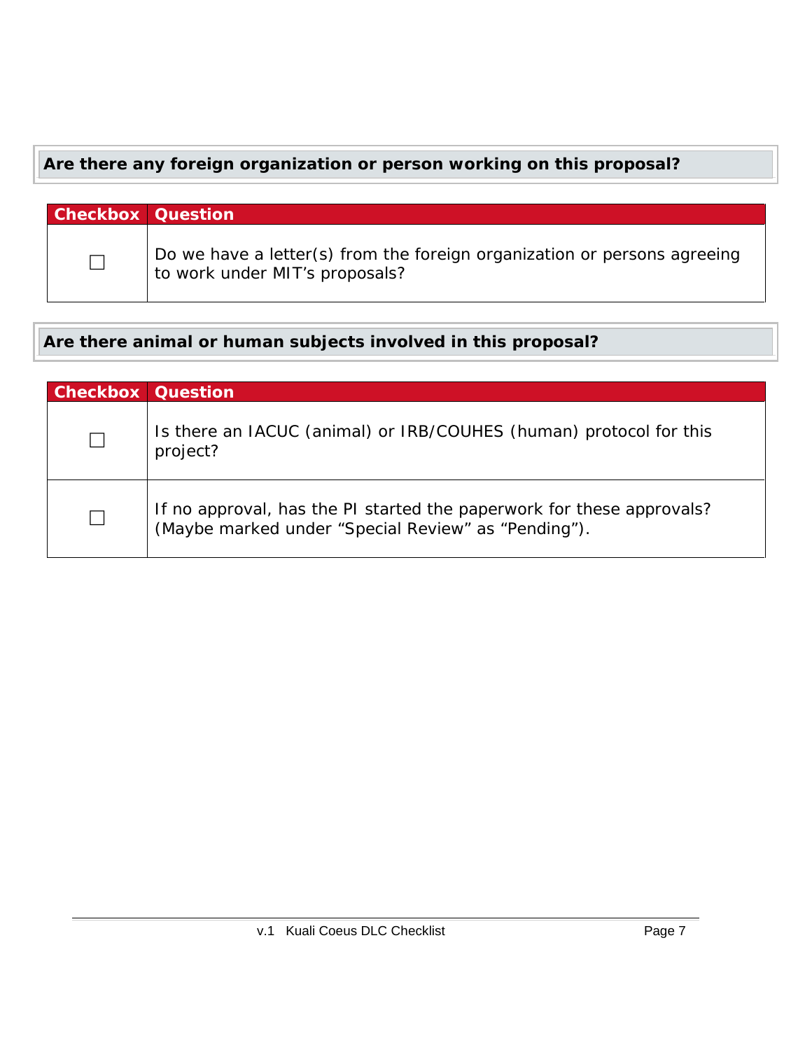**Are there any foreign organization or person working on this proposal?**

| Checkbox | Question |
|---|---|
| ☐ | Do we have a letter(s) from the foreign organization or persons agreeing to work under MIT's proposals? |

**Are there animal or human subjects involved in this proposal?**

| Checkbox | Question |
|---|---|
| ☐ | Is there an IACUC (animal) or IRB/COUHES (human) protocol for this project? |
| ☐ | If no approval, has the PI started the paperwork for these approvals? (Maybe marked under "Special Review" as "Pending"). |